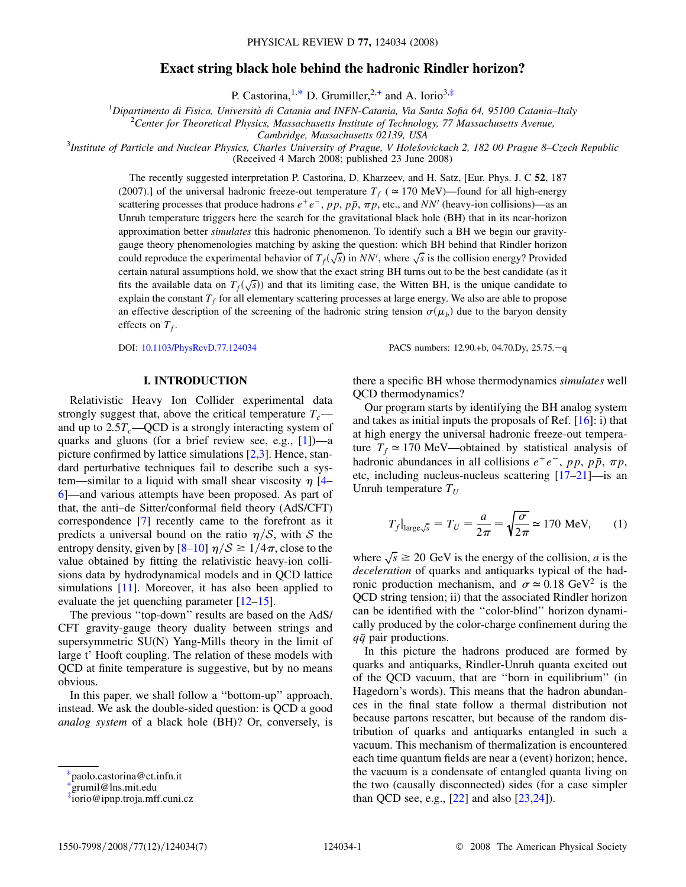# Exact string black hole behind the hadronic Rindler horizon?

P. Castorina,[1,*] D. Grumiller,[2,+] and A. Iorio[3,‡]

[1]*Dipartimento di Fisica, Università di Catania and INFN-Catania, Via Santa Sofia 64, 95100 Catania–Italy*
[2]*Center for Theoretical Physics, Massachusetts Institute of Technology, 77 Massachusetts Avenue, Cambridge, Massachusetts 02139, USA*
[3]*Institute of Particle and Nuclear Physics, Charles University of Prague, V Holešovickach 2, 182 00 Prague 8–Czech Republic*
(Received 4 March 2008; published 23 June 2008)

The recently suggested interpretation P. Castorina, D. Kharzeev, and H. Satz, [Eur. Phys. J. C **52**, 187 (2007).] of the universal hadronic freeze-out temperature $T_f$ ($\simeq 170$ MeV)—found for all high-energy scattering processes that produce hadrons $e^+e^-$, $pp$, $p\bar{p}$, $\pi p$, etc., and $NN'$ (heavy-ion collisions)—as an Unruh temperature triggers here the search for the gravitational black hole (BH) that in its near-horizon approximation better *simulates* this hadronic phenomenon. To identify such a BH we begin our gravity-gauge theory phenomenologies matching by asking the question: which BH behind that Rindler horizon could reproduce the experimental behavior of $T_f(\sqrt{s})$ in $NN'$, where $\sqrt{s}$ is the collision energy? Provided certain natural assumptions hold, we show that the exact string BH turns out to be the best candidate (as it fits the available data on $T_f(\sqrt{s})$) and that its limiting case, the Witten BH, is the unique candidate to explain the constant $T_f$ for all elementary scattering processes at large energy. We also are able to propose an effective description of the screening of the hadronic string tension $\sigma(\mu_b)$ due to the baryon density effects on $T_f$.

DOI: 10.1103/PhysRevD.77.124034 PACS numbers: 12.90.+b, 04.70.Dy, 25.75.−q

## I. INTRODUCTION

Relativistic Heavy Ion Collider experimental data strongly suggest that, above the critical temperature $T_c$—and up to $2.5T_c$—QCD is a strongly interacting system of quarks and gluons (for a brief review see, e.g., [1])—a picture confirmed by lattice simulations [2,3]. Hence, standard perturbative techniques fail to describe such a system—similar to a liquid with small shear viscosity $\eta$ [4–6]—and various attempts have been proposed. As part of that, the anti–de Sitter/conformal field theory (AdS/CFT) correspondence [7] recently came to the forefront as it predicts a universal bound on the ratio $\eta/\mathcal{S}$, with $\mathcal{S}$ the entropy density, given by [8–10] $\eta/\mathcal{S} \geq 1/4\pi$, close to the value obtained by fitting the relativistic heavy-ion collisions data by hydrodynamical models and in QCD lattice simulations [11]. Moreover, it has also been applied to evaluate the jet quenching parameter [12–15].

The previous "top-down" results are based on the AdS/CFT gravity-gauge theory duality between strings and supersymmetric SU(N) Yang-Mills theory in the limit of large t' Hooft coupling. The relation of these models with QCD at finite temperature is suggestive, but by no means obvious.

In this paper, we shall follow a "bottom-up" approach, instead. We ask the double-sided question: is QCD a good *analog system* of a black hole (BH)? Or, conversely, is there a specific BH whose thermodynamics *simulates* well QCD thermodynamics?

Our program starts by identifying the BH analog system and takes as initial inputs the proposals of Ref. [16]: i) that at high energy the universal hadronic freeze-out temperature $T_f \simeq 170$ MeV—obtained by statistical analysis of hadronic abundances in all collisions $e^+e^-$, $pp$, $p\bar{p}$, $\pi p$, etc, including nucleus-nucleus scattering [17–21]—is an Unruh temperature $T_U$

$$T_f|_{\text{large}\sqrt{s}} = T_U = \frac{a}{2\pi} = \sqrt{\frac{\sigma}{2\pi}} \simeq 170 \text{ MeV}, \qquad (1)$$

where $\sqrt{s} \geq 20$ GeV is the energy of the collision, $a$ is the *deceleration* of quarks and antiquarks typical of the hadronic production mechanism, and $\sigma \simeq 0.18$ GeV$^2$ is the QCD string tension; ii) that the associated Rindler horizon can be identified with the "color-blind" horizon dynamically produced by the color-charge confinement during the $q\bar{q}$ pair productions.

In this picture the hadrons produced are formed by quarks and antiquarks, Rindler-Unruh quanta excited out of the QCD vacuum, that are "born in equilibrium" (in Hagedorn's words). This means that the hadron abundances in the final state follow a thermal distribution not because partons rescatter, but because of the random distribution of quarks and antiquarks entangled in such a vacuum. This mechanism of thermalization is encountered each time quantum fields are near a (event) horizon; hence, the vacuum is a condensate of entangled quanta living on the two (causally disconnected) sides (for a case simpler than QCD see, e.g., [22] and also [23,24]).

*paolo.castorina@ct.infn.it
+grumil@lns.mit.edu
‡iorio@ipnp.troja.mff.cuni.cz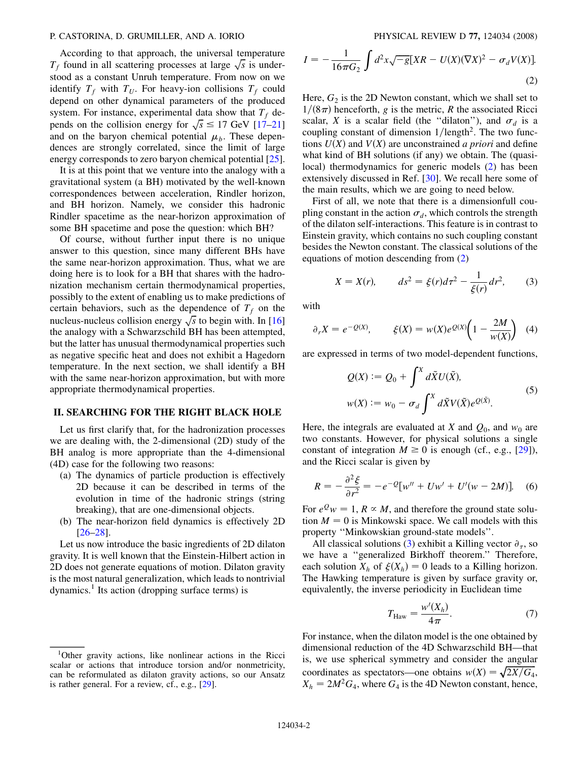According to that approach, the universal temperature $T_f$ found in all scattering processes at large $\sqrt{s}$ is understood as a constant Unruh temperature. From now on we identify $T_f$ with $T_U$. For heavy-ion collisions $T_f$ could depend on other dynamical parameters of the produced system. For instance, experimental data show that $T_f$ depends on the collision energy for $\sqrt{s} \leq 17$ GeV [17–21] and on the baryon chemical potential $\mu_b$. These dependences are strongly correlated, since the limit of large energy corresponds to zero baryon chemical potential [25].

It is at this point that we venture into the analogy with a gravitational system (a BH) motivated by the well-known correspondences between acceleration, Rindler horizon, and BH horizon. Namely, we consider this hadronic Rindler spacetime as the near-horizon approximation of some BH spacetime and pose the question: which BH?

Of course, without further input there is no unique answer to this question, since many different BHs have the same near-horizon approximation. Thus, what we are doing here is to look for a BH that shares with the hadronization mechanism certain thermodynamical properties, possibly to the extent of enabling us to make predictions of certain behaviors, such as the dependence of $T_f$ on the nucleus-nucleus collision energy $\sqrt{s}$ to begin with. In [16] the analogy with a Schwarzschild BH has been attempted, but the latter has unusual thermodynamical properties such as negative specific heat and does not exhibit a Hagedorn temperature. In the next section, we shall identify a BH with the same near-horizon approximation, but with more appropriate thermodynamical properties.

## II. SEARCHING FOR THE RIGHT BLACK HOLE

Let us first clarify that, for the hadronization processes we are dealing with, the 2-dimensional (2D) study of the BH analog is more appropriate than the 4-dimensional (4D) case for the following two reasons:

(a) The dynamics of particle production is effectively 2D because it can be described in terms of the hadronic strings (string evolution in time of the hadronic strings (string breaking), that are one-dimensional objects.

(b) The near-horizon field dynamics is effectively 2D [26–28].

Let us now introduce the basic ingredients of 2D dilaton gravity. It is well known that the Einstein-Hilbert action in 2D does not generate equations of motion. Dilaton gravity is the most natural generalization, which leads to nontrivial dynamics.[1] Its action (dropping surface terms) is

$$I = -\frac{1}{16\pi G_2}\int d^2x\sqrt{-g}[XR - U(X)(\nabla X)^2 - \sigma_d V(X)]. \tag{2}$$

Here, $G_2$ is the 2D Newton constant, which we shall set to $1/(8\pi)$ henceforth, $g$ is the metric, $R$ the associated Ricci scalar, $X$ is a scalar field (the "dilaton"), and $\sigma_d$ is a coupling constant of dimension $1/\text{length}^2$. The two functions $U(X)$ and $V(X)$ are unconstrained *a priori* and define what kind of BH solutions (if any) we obtain. The (quasi-local) thermodynamics for generic models (2) has been extensively discussed in Ref. [30]. We recall here some of the main results, which we are going to need below.

First of all, we note that there is a dimensionfull coupling constant in the action $\sigma_d$, which controls the strength of the dilaton self-interactions. This feature is in contrast to Einstein gravity, which contains no such coupling constant besides the Newton constant. The classical solutions of the equations of motion descending from (2)

$$X = X(r), \qquad ds^2 = \xi(r)d\tau^2 - \frac{1}{\xi(r)}dr^2, \tag{3}$$

with

$$\partial_r X = e^{-Q(X)}, \qquad \xi(X) = w(X)e^{Q(X)}\left(1 - \frac{2M}{w(X)}\right) \tag{4}$$

are expressed in terms of two model-dependent functions,

$$\begin{aligned} Q(X) &:= Q_0 + \int^X d\tilde{X} U(\tilde{X}), \\ w(X) &:= w_0 - \sigma_d \int^X d\tilde{X} V(\tilde{X}) e^{Q(\tilde{X})}. \end{aligned} \tag{5}$$

Here, the integrals are evaluated at $X$ and $Q_0$, and $w_0$ are two constants. However, for physical solutions a single constant of integration $M \geq 0$ is enough (cf., e.g., [29]), and the Ricci scalar is given by

$$R = -\frac{\partial^2 \xi}{\partial r^2} = -e^{-Q}[w'' + Uw' + U'(w - 2M)]. \tag{6}$$

For $e^Q w = 1$, $R \propto M$, and therefore the ground state solution $M = 0$ is Minkowski space. We call models with this property "Minkowskian ground-state models".

All classical solutions (3) exhibit a Killing vector $\partial_\tau$, so we have a "generalized Birkhoff theorem." Therefore, each solution $X_h$ of $\xi(X_h) = 0$ leads to a Killing horizon. The Hawking temperature is given by surface gravity or, equivalently, the inverse periodicity in Euclidean time

$$T_{\text{Haw}} = \frac{w'(X_h)}{4\pi}. \tag{7}$$

For instance, when the dilaton model is the one obtained by dimensional reduction of the 4D Schwarzschild BH—that is, we use spherical symmetry and consider the angular coordinates as spectators—one obtains $w(X) = \sqrt{2X/G_4}$, $X_h = 2M^2 G_4$, where $G_4$ is the 4D Newton constant, hence,

[1] Other gravity actions, like nonlinear actions in the Ricci scalar or actions that introduce torsion and/or nonmetricity, can be reformulated as dilaton gravity actions, so our Ansatz is rather general. For a review, cf., e.g., [29].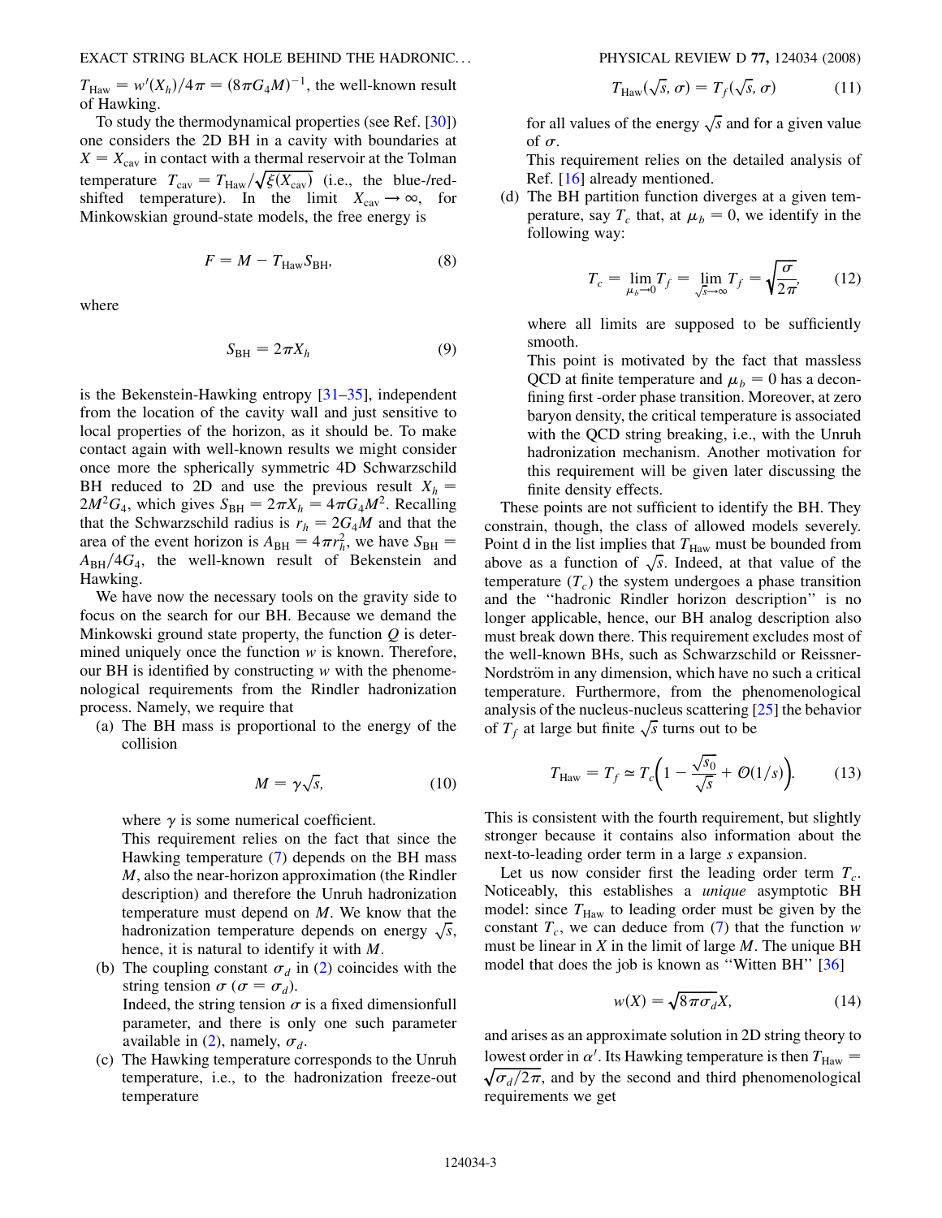$T_{\rm Haw} = w'(X_h)/4\pi = (8\pi G_4 M)^{-1}$, the well-known result of Hawking.

To study the thermodynamical properties (see Ref. [30]) one considers the 2D BH in a cavity with boundaries at $X = X_{\rm cav}$ in contact with a thermal reservoir at the Tolman temperature $T_{\rm cav} = T_{\rm Haw}/\sqrt{\xi(X_{\rm cav})}$ (i.e., the blue-/red-shifted temperature). In the limit $X_{\rm cav} \to \infty$, for Minkowskian ground-state models, the free energy is

$$F = M - T_{\rm Haw} S_{\rm BH}, \tag{8}$$

where

$$S_{\rm BH} = 2\pi X_h \tag{9}$$

is the Bekenstein-Hawking entropy [31–35], independent from the location of the cavity wall and just sensitive to local properties of the horizon, as it should be. To make contact again with well-known results we might consider once more the spherically symmetric 4D Schwarzschild BH reduced to 2D and use the previous result $X_h = 2M^2 G_4$, which gives $S_{\rm BH} = 2\pi X_h = 4\pi G_4 M^2$. Recalling that the Schwarzschild radius is $r_h = 2G_4 M$ and that the area of the event horizon is $A_{\rm BH} = 4\pi r_h^2$, we have $S_{\rm BH} = A_{\rm BH}/4G_4$, the well-known result of Bekenstein and Hawking.

We have now the necessary tools on the gravity side to focus on the search for our BH. Because we demand the Minkowski ground state property, the function $Q$ is determined uniquely once the function $w$ is known. Therefore, our BH is identified by constructing $w$ with the phenomenological requirements from the Rindler hadronization process. Namely, we require that

(a) The BH mass is proportional to the energy of the collision

$$M = \gamma\sqrt{s}, \tag{10}$$

where $\gamma$ is some numerical coefficient.

This requirement relies on the fact that since the Hawking temperature (7) depends on the BH mass $M$, also the near-horizon approximation (the Rindler description) and therefore the Unruh hadronization temperature must depend on $M$. We know that the hadronization temperature depends on energy $\sqrt{s}$, hence, it is natural to identify it with $M$.

(b) The coupling constant $\sigma_d$ in (2) coincides with the string tension $\sigma$ ($\sigma = \sigma_d$).

Indeed, the string tension $\sigma$ is a fixed dimensionfull parameter, and there is only one such parameter available in (2), namely, $\sigma_d$.

(c) The Hawking temperature corresponds to the Unruh temperature, i.e., to the hadronization freeze-out temperature

$$T_{\rm Haw}(\sqrt{s}, \sigma) = T_f(\sqrt{s}, \sigma) \tag{11}$$

for all values of the energy $\sqrt{s}$ and for a given value of $\sigma$.

This requirement relies on the detailed analysis of Ref. [16] already mentioned.

(d) The BH partition function diverges at a given temperature, say $T_c$ that, at $\mu_b = 0$, we identify in the following way:

$$T_c = \lim_{\mu_b \to 0} T_f = \lim_{\sqrt{s}\to\infty} T_f = \sqrt{\frac{\sigma}{2\pi}}, \tag{12}$$

where all limits are supposed to be sufficiently smooth.

This point is motivated by the fact that massless QCD at finite temperature and $\mu_b = 0$ has a deconfining first -order phase transition. Moreover, at zero baryon density, the critical temperature is associated with the QCD string breaking, i.e., with the Unruh hadronization mechanism. Another motivation for this requirement will be given later discussing the finite density effects.

These points are not sufficient to identify the BH. They constrain, though, the class of allowed models severely. Point d in the list implies that $T_{\rm Haw}$ must be bounded from above as a function of $\sqrt{s}$. Indeed, at that value of the temperature ($T_c$) the system undergoes a phase transition and the "hadronic Rindler horizon description" is no longer applicable, hence, our BH analog description also must break down there. This requirement excludes most of the well-known BHs, such as Schwarzschild or Reissner-Nordström in any dimension, which have no such a critical temperature. Furthermore, from the phenomenological analysis of the nucleus-nucleus scattering [25] the behavior of $T_f$ at large but finite $\sqrt{s}$ turns out to be

$$T_{\rm Haw} = T_f \simeq T_c\left(1 - \frac{\sqrt{s_0}}{\sqrt{s}} + \mathcal{O}(1/s)\right). \tag{13}$$

This is consistent with the fourth requirement, but slightly stronger because it contains also information about the next-to-leading order term in a large $s$ expansion.

Let us now consider first the leading order term $T_c$. Noticeably, this establishes a *unique* asymptotic BH model: since $T_{\rm Haw}$ to leading order must be given by the constant $T_c$, we can deduce from (7) that the function $w$ must be linear in $X$ in the limit of large $M$. The unique BH model that does the job is known as "Witten BH" [36]

$$w(X) = \sqrt{8\pi\sigma_d}X, \tag{14}$$

and arises as an approximate solution in 2D string theory to lowest order in $\alpha'$. Its Hawking temperature is then $T_{\rm Haw} = \sqrt{\sigma_d/2\pi}$, and by the second and third phenomenological requirements we get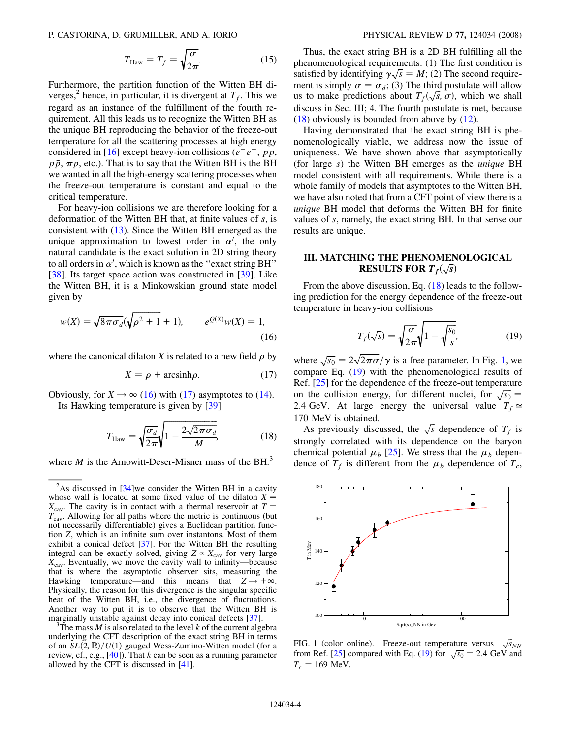$$T_{\text{Haw}} = T_f = \sqrt{\frac{\sigma}{2\pi}}. \tag{15}$$

Furthermore, the partition function of the Witten BH diverges,[2] hence, in particular, it is divergent at $T_f$. This we regard as an instance of the fulfillment of the fourth requirement. All this leads us to recognize the Witten BH as the unique BH reproducing the behavior of the freeze-out temperature for all the scattering processes at high energy considered in [16] except heavy-ion collisions ($e^+e^-$, $pp$, $p\bar{p}$, $\pi p$, etc.). That is to say that the Witten BH is the BH we wanted in all the high-energy scattering processes when the freeze-out temperature is constant and equal to the critical temperature.

For heavy-ion collisions we are therefore looking for a deformation of the Witten BH that, at finite values of $s$, is consistent with (13). Since the Witten BH emerged as the unique approximation to lowest order in $\alpha'$, the only natural candidate is the exact solution in 2D string theory to all orders in $\alpha'$, which is known as the "exact string BH" [38]. Its target space action was constructed in [39]. Like the Witten BH, it is a Minkowskian ground state model given by

$$w(X) = \sqrt{8\pi\sigma_d}(\sqrt{\rho^2 + 1} + 1), \qquad e^{Q(X)}w(X) = 1, \tag{16}$$

where the canonical dilaton $X$ is related to a new field $\rho$ by

$$X = \rho + \text{arcsinh}\rho. \tag{17}$$

Obviously, for $X \to \infty$ (16) with (17) asymptotes to (14).

Its Hawking temperature is given by [39]

$$T_{\text{Haw}} = \sqrt{\frac{\sigma_d}{2\pi}}\sqrt{1 - \frac{2\sqrt{2\pi\sigma_d}}{M}}, \tag{18}$$

where $M$ is the Arnowitt-Deser-Misner mass of the BH.[3]

Thus, the exact string BH is a 2D BH fulfilling all the phenomenological requirements: (1) The first condition is satisfied by identifying $\gamma\sqrt{s} = M$; (2) The second requirement is simply $\sigma = \sigma_d$; (3) The third postulate will allow us to make predictions about $T_f(\sqrt{s}, \sigma)$, which we shall discuss in Sec. III; 4. The fourth postulate is met, because (18) obviously is bounded from above by (12).

Having demonstrated that the exact string BH is phenomenologically viable, we address now the issue of uniqueness. We have shown above that asymptotically (for large $s$) the Witten BH emerges as the *unique* BH model consistent with all requirements. While there is a whole family of models that asymptotes to the Witten BH, we have also noted that from a CFT point of view there is a *unique* BH model that deforms the Witten BH for finite values of $s$, namely, the exact string BH. In that sense our results are unique.

## III. MATCHING THE PHENOMENOLOGICAL RESULTS FOR $T_f(\sqrt{s})$

From the above discussion, Eq. (18) leads to the following prediction for the energy dependence of the freeze-out temperature in heavy-ion collisions

$$T_f(\sqrt{s}) = \sqrt{\frac{\sigma}{2\pi}}\sqrt{1 - \sqrt{\frac{s_0}{s}}}, \tag{19}$$

where $\sqrt{s_0} = 2\sqrt{2\pi\sigma}/\gamma$ is a free parameter. In Fig. 1, we compare Eq. (19) with the phenomenological results of Ref. [25] for the dependence of the freeze-out temperature on the collision energy, for different nuclei, for $\sqrt{s_0} = 2.4$ GeV. At large energy the universal value $T_f \simeq 170$ MeV is obtained.

As previously discussed, the $\sqrt{s}$ dependence of $T_f$ is strongly correlated with its dependence on the baryon chemical potential $\mu_b$ [25]. We stress that the $\mu_b$ dependence of $T_f$ is different from the $\mu_b$ dependence of $T_c$,

FIG. 1 (color online). Freeze-out temperature versus $\sqrt{s}_{NN}$ from Ref. [25] compared with Eq. (19) for $\sqrt{s_0} = 2.4$ GeV and $T_c = 169$ MeV.

---

[2] As discussed in [34]we consider the Witten BH in a cavity whose wall is located at some fixed value of the dilaton $X = X_{\text{cav}}$. The cavity is in contact with a thermal reservoir at $T = T_{\text{cav}}$. Allowing for all paths where the metric is continuous (but not necessarily differentiable) gives a Euclidean partition function $Z$, which is an infinite sum over instantons. Most of them exhibit a conical defect [37]. For the Witten BH the resulting integral can be exactly solved, giving $Z \propto X_{\text{cav}}$ for very large $X_{\text{cav}}$. Eventually, we move the cavity wall to infinity—because that is where the asymptotic observer sits, measuring the Hawking temperature—and this means that $Z \to +\infty$. Physically, the reason for this divergence is the singular specific heat of the Witten BH, i.e., the divergence of fluctuations. Another way to put it is to observe that the Witten BH is marginally unstable against decay into conical defects [37].

[3] The mass $M$ is also related to the level $k$ of the current algebra underlying the CFT description of the exact string BH in terms of an $SL(2, \mathbb{R})/U(1)$ gauged Wess-Zumino-Witten model (for a review, cf., e.g., [40]). That $k$ can be seen as a running parameter allowed by the CFT is discussed in [41].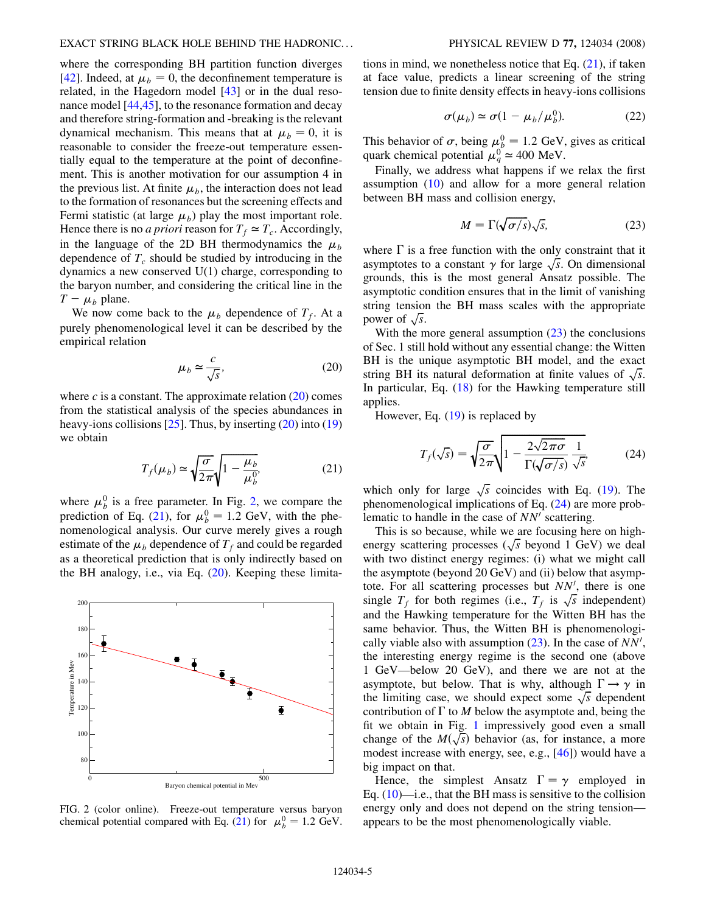where the corresponding BH partition function diverges [42]. Indeed, at $\mu_b = 0$, the deconfinement temperature is related, in the Hagedorn model [43] or in the dual resonance model [44,45], to the resonance formation and decay and therefore string-formation and -breaking is the relevant dynamical mechanism. This means that at $\mu_b = 0$, it is reasonable to consider the freeze-out temperature essentially equal to the temperature at the point of deconfinement. This is another motivation for our assumption 4 in the previous list. At finite $\mu_b$, the interaction does not lead to the formation of resonances but the screening effects and Fermi statistic (at large $\mu_b$) play the most important role. Hence there is no *a priori* reason for $T_f \simeq T_c$. Accordingly, in the language of the 2D BH thermodynamics the $\mu_b$ dependence of $T_c$ should be studied by introducing in the dynamics a new conserved U(1) charge, corresponding to the baryon number, and considering the critical line in the $T - \mu_b$ plane.

We now come back to the $\mu_b$ dependence of $T_f$. At a purely phenomenological level it can be described by the empirical relation

$$\mu_b \simeq \frac{c}{\sqrt{s}}, \tag{20}$$

where $c$ is a constant. The approximate relation (20) comes from the statistical analysis of the species abundances in heavy-ions collisions [25]. Thus, by inserting (20) into (19) we obtain

$$T_f(\mu_b) \simeq \sqrt{\frac{\sigma}{2\pi}}\sqrt{1 - \frac{\mu_b}{\mu_b^0}}, \tag{21}$$

where $\mu_b^0$ is a free parameter. In Fig. 2, we compare the prediction of Eq. (21), for $\mu_b^0 = 1.2$ GeV, with the phenomenological analysis. Our curve merely gives a rough estimate of the $\mu_b$ dependence of $T_f$ and could be regarded as a theoretical prediction that is only indirectly based on the BH analogy, i.e., via Eq. (20). Keeping these limitations in mind, we nonetheless notice that Eq. (21), if taken at face value, predicts a linear screening of the string tension due to finite density effects in heavy-ions collisions

$$\sigma(\mu_b) \simeq \sigma(1 - \mu_b/\mu_b^0). \tag{22}$$

This behavior of $\sigma$, being $\mu_b^0 = 1.2$ GeV, gives as critical quark chemical potential $\mu_q^0 \simeq 400$ MeV.

Finally, we address what happens if we relax the first assumption (10) and allow for a more general relation between BH mass and collision energy,

$$M = \Gamma(\sqrt{\sigma/s})\sqrt{s}, \tag{23}$$

where $\Gamma$ is a free function with the only constraint that it asymptotes to a constant $\gamma$ for large $\sqrt{s}$. On dimensional grounds, this is the most general Ansatz possible. The asymptotic condition ensures that in the limit of vanishing string tension the BH mass scales with the appropriate power of $\sqrt{s}$.

With the more general assumption (23) the conclusions of Sec. 1 still hold without any essential change: the Witten BH is the unique asymptotic BH model, and the exact string BH its natural deformation at finite values of $\sqrt{s}$. In particular, Eq. (18) for the Hawking temperature still applies.

However, Eq. (19) is replaced by

$$T_f(\sqrt{s}) = \sqrt{\frac{\sigma}{2\pi}}\sqrt{1 - \frac{2\sqrt{2\pi\sigma}}{\Gamma(\sqrt{\sigma/s})}\frac{1}{\sqrt{s}}}, \tag{24}$$

which only for large $\sqrt{s}$ coincides with Eq. (19). The phenomenological implications of Eq. (24) are more problematic to handle in the case of $NN'$ scattering.

This is so because, while we are focusing here on high-energy scattering processes ($\sqrt{s}$ beyond 1 GeV) we deal with two distinct energy regimes: (i) what we might call the asymptote (beyond 20 GeV) and (ii) below that asymptote. For all scattering processes but $NN'$, there is one single $T_f$ for both regimes (i.e., $T_f$ is $\sqrt{s}$ independent) and the Hawking temperature for the Witten BH has the same behavior. Thus, the Witten BH is phenomenologically viable also with assumption (23). In the case of $NN'$, the interesting energy regime is the second one (above 1 GeV—below 20 GeV), and there we are not at the asymptote, but below. That is why, although $\Gamma \to \gamma$ in the limiting case, we should expect some $\sqrt{s}$ dependent contribution of $\Gamma$ to $M$ below the asymptote and, being the fit we obtain in Fig. 1 impressively good even a small change of the $M(\sqrt{s})$ behavior (as, for instance, a more modest increase with energy, see, e.g., [46]) would have a big impact on that.

Hence, the simplest Ansatz $\Gamma = \gamma$ employed in Eq. (10)—i.e., that the BH mass is sensitive to the collision energy only and does not depend on the string tension—appears to be the most phenomenologically viable.

FIG. 2 (color online). Freeze-out temperature versus baryon chemical potential compared with Eq. (21) for $\mu_b^0 = 1.2$ GeV.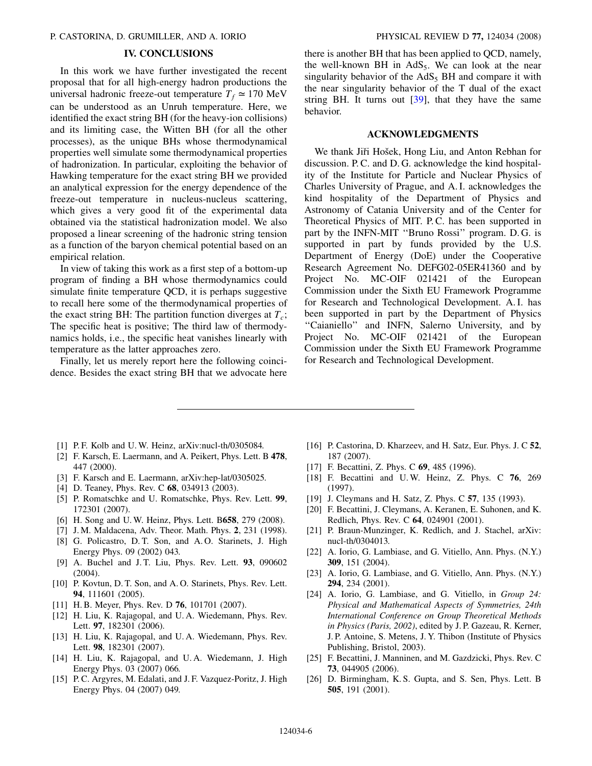## IV. CONCLUSIONS

In this work we have further investigated the recent proposal that for all high-energy hadron productions the universal hadronic freeze-out temperature $T_f \simeq 170$ MeV can be understood as an Unruh temperature. Here, we identified the exact string BH (for the heavy-ion collisions) and its limiting case, the Witten BH (for all the other processes), as the unique BHs whose thermodynamical properties well simulate some thermodynamical properties of hadronization. In particular, exploiting the behavior of Hawking temperature for the exact string BH we provided an analytical expression for the energy dependence of the freeze-out temperature in nucleus-nucleus scattering, which gives a very good fit of the experimental data obtained via the statistical hadronization model. We also proposed a linear screening of the hadronic string tension as a function of the baryon chemical potential based on an empirical relation.

In view of taking this work as a first step of a bottom-up program of finding a BH whose thermodynamics could simulate finite temperature QCD, it is perhaps suggestive to recall here some of the thermodynamical properties of the exact string BH: The partition function diverges at $T_c$; The specific heat is positive; The third law of thermodynamics holds, i.e., the specific heat vanishes linearly with temperature as the latter approaches zero.

Finally, let us merely report here the following coincidence. Besides the exact string BH that we advocate here there is another BH that has been applied to QCD, namely, the well-known BH in $AdS_5$. We can look at the near singularity behavior of the $AdS_5$ BH and compare it with the near singularity behavior of the T dual of the exact string BH. It turns out [39], that they have the same behavior.

## ACKNOWLEDGMENTS

We thank Jiři Hošek, Hong Liu, and Anton Rebhan for discussion. P. C. and D. G. acknowledge the kind hospitality of the Institute for Particle and Nuclear Physics of Charles University of Prague, and A. I. acknowledges the kind hospitality of the Department of Physics and Astronomy of Catania University and of the Center for Theoretical Physics of MIT. P. C. has been supported in part by the INFN-MIT ''Bruno Rossi'' program. D. G. is supported in part by funds provided by the U.S. Department of Energy (DoE) under the Cooperative Research Agreement No. DEFG02-05ER41360 and by Project No. MC-OIF 021421 of the European Commission under the Sixth EU Framework Programme for Research and Technological Development. A. I. has been supported in part by the Department of Physics ''Caianiello'' and INFN, Salerno University, and by Project No. MC-OIF 021421 of the European Commission under the Sixth EU Framework Programme for Research and Technological Development.

---

[1] P. F. Kolb and U. W. Heinz, arXiv:nucl-th/0305084.
[2] F. Karsch, E. Laermann, and A. Peikert, Phys. Lett. B **478**, 447 (2000).
[3] F. Karsch and E. Laermann, arXiv:hep-lat/0305025.
[4] D. Teaney, Phys. Rev. C **68**, 034913 (2003).
[5] P. Romatschke and U. Romatschke, Phys. Rev. Lett. **99**, 172301 (2007).
[6] H. Song and U. W. Heinz, Phys. Lett. B**658**, 279 (2008).
[7] J. M. Maldacena, Adv. Theor. Math. Phys. **2**, 231 (1998).
[8] G. Policastro, D. T. Son, and A. O. Starinets, J. High Energy Phys. 09 (2002) 043.
[9] A. Buchel and J. T. Liu, Phys. Rev. Lett. **93**, 090602 (2004).
[10] P. Kovtun, D. T. Son, and A. O. Starinets, Phys. Rev. Lett. **94**, 111601 (2005).
[11] H. B. Meyer, Phys. Rev. D **76**, 101701 (2007).
[12] H. Liu, K. Rajagopal, and U. A. Wiedemann, Phys. Rev. Lett. **97**, 182301 (2006).
[13] H. Liu, K. Rajagopal, and U. A. Wiedemann, Phys. Rev. Lett. **98**, 182301 (2007).
[14] H. Liu, K. Rajagopal, and U. A. Wiedemann, J. High Energy Phys. 03 (2007) 066.
[15] P. C. Argyres, M. Edalati, and J. F. Vazquez-Poritz, J. High Energy Phys. 04 (2007) 049.
[16] P. Castorina, D. Kharzeev, and H. Satz, Eur. Phys. J. C **52**, 187 (2007).
[17] F. Becattini, Z. Phys. C **69**, 485 (1996).
[18] F. Becattini and U. W. Heinz, Z. Phys. C **76**, 269 (1997).
[19] J. Cleymans and H. Satz, Z. Phys. C **57**, 135 (1993).
[20] F. Becattini, J. Cleymans, A. Keranen, E. Suhonen, and K. Redlich, Phys. Rev. C **64**, 024901 (2001).
[21] P. Braun-Munzinger, K. Redlich, and J. Stachel, arXiv: nucl-th/0304013.
[22] A. Iorio, G. Lambiase, and G. Vitiello, Ann. Phys. (N.Y.) **309**, 151 (2004).
[23] A. Iorio, G. Lambiase, and G. Vitiello, Ann. Phys. (N.Y.) **294**, 234 (2001).
[24] A. Iorio, G. Lambiase, and G. Vitiello, in *Group 24: Physical and Mathematical Aspects of Symmetries, 24th International Conference on Group Theoretical Methods in Physics (Paris, 2002)*, edited by J. P. Gazeau, R. Kerner, J. P. Antoine, S. Metens, J. Y. Thibon (Institute of Physics Publishing, Bristol, 2003).
[25] F. Becattini, J. Manninen, and M. Gazdzicki, Phys. Rev. C **73**, 044905 (2006).
[26] D. Birmingham, K. S. Gupta, and S. Sen, Phys. Lett. B **505**, 191 (2001).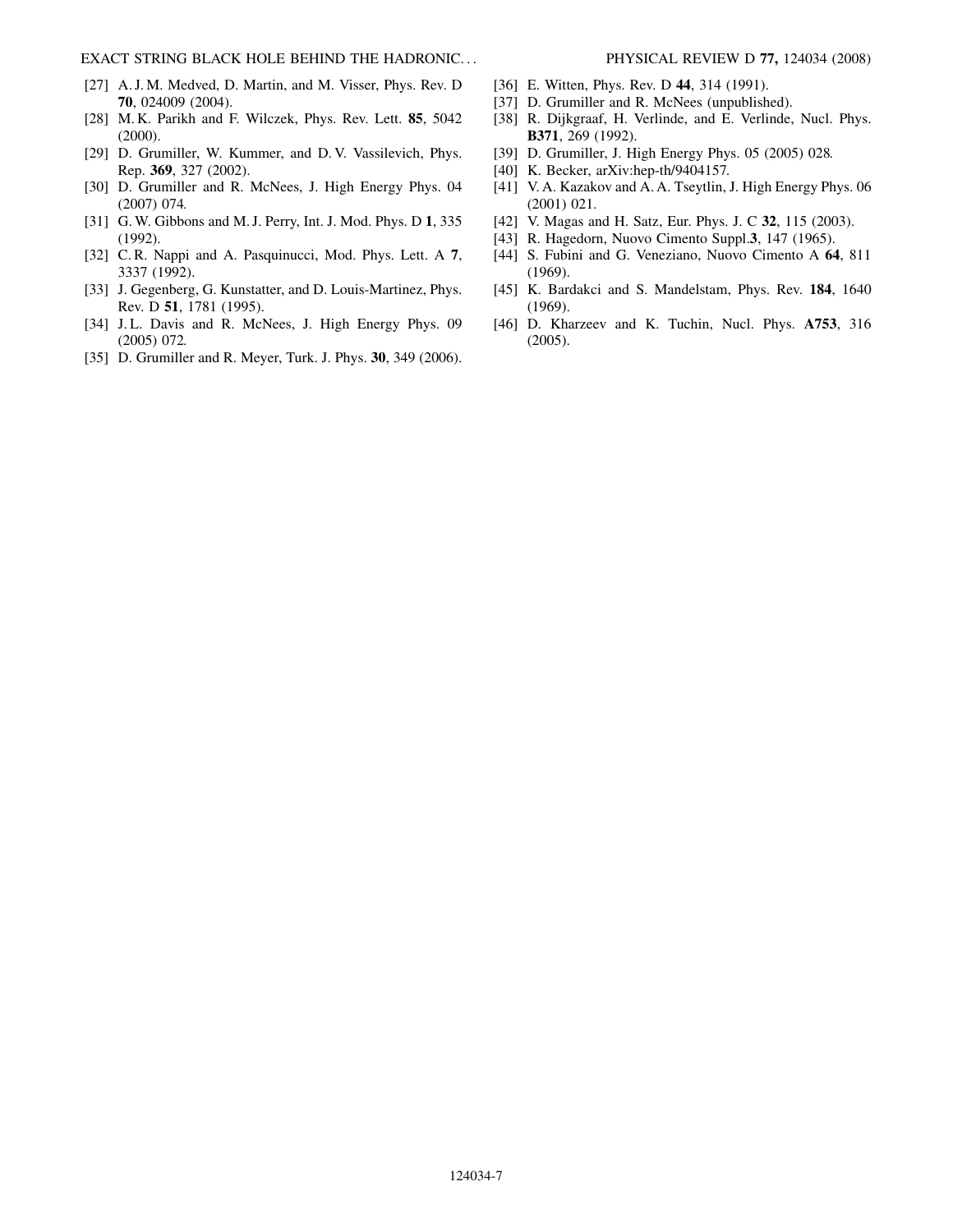[27] A. J. M. Medved, D. Martin, and M. Visser, Phys. Rev. D **70**, 024009 (2004).

[28] M. K. Parikh and F. Wilczek, Phys. Rev. Lett. **85**, 5042 (2000).

[29] D. Grumiller, W. Kummer, and D. V. Vassilevich, Phys. Rep. **369**, 327 (2002).

[30] D. Grumiller and R. McNees, J. High Energy Phys. 04 (2007) 074.

[31] G. W. Gibbons and M. J. Perry, Int. J. Mod. Phys. D **1**, 335 (1992).

[32] C. R. Nappi and A. Pasquinucci, Mod. Phys. Lett. A **7**, 3337 (1992).

[33] J. Gegenberg, G. Kunstatter, and D. Louis-Martinez, Phys. Rev. D **51**, 1781 (1995).

[34] J. L. Davis and R. McNees, J. High Energy Phys. 09 (2005) 072.

[35] D. Grumiller and R. Meyer, Turk. J. Phys. **30**, 349 (2006).

[36] E. Witten, Phys. Rev. D **44**, 314 (1991).

[37] D. Grumiller and R. McNees (unpublished).

[38] R. Dijkgraaf, H. Verlinde, and E. Verlinde, Nucl. Phys. **B371**, 269 (1992).

[39] D. Grumiller, J. High Energy Phys. 05 (2005) 028.

[40] K. Becker, arXiv:hep-th/9404157.

[41] V. A. Kazakov and A. A. Tseytlin, J. High Energy Phys. 06 (2001) 021.

[42] V. Magas and H. Satz, Eur. Phys. J. C **32**, 115 (2003).

[43] R. Hagedorn, Nuovo Cimento Suppl.**3**, 147 (1965).

[44] S. Fubini and G. Veneziano, Nuovo Cimento A **64**, 811 (1969).

[45] K. Bardakci and S. Mandelstam, Phys. Rev. **184**, 1640 (1969).

[46] D. Kharzeev and K. Tuchin, Nucl. Phys. **A753**, 316 (2005).